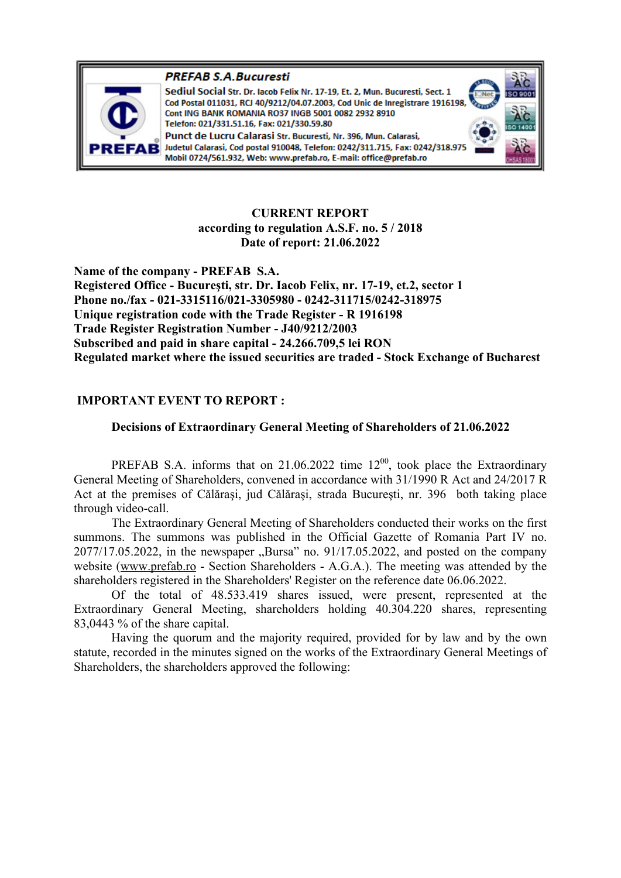**PREFAB S.A.Bucuresti**

**Sediul Social** Str. Dr. Iacob Felix Nr. 17-19, Et. 2, Mun. Bucuresti, Sect. 1
Cod Postal 011031, RCJ 40/9212/04.07.2003, Cod Unic de Inregistrare 1916198,
Cont ING BANK ROMANIA RO37 INGB 5001 0082 2932 8910
Telefon: 021/331.51.16, Fax: 021/330.59.80
**Punct de Lucru Calarasi** Str. Bucuresti, Nr. 396, Mun. Calarasi,
Judetul Calarasi, Cod postal 910048, Telefon: 0242/311.715, Fax: 0242/318.975
Mobil 0724/561.932, Web: www.prefab.ro, E-mail: office@prefab.ro

**CURRENT REPORT**
**according to regulation A.S.F. no. 5 / 2018**
**Date of report: 21.06.2022**

**Name of the company - PREFAB S.A.**
**Registered Office - Bucureşti, str. Dr. Iacob Felix, nr. 17-19, et.2, sector 1**
**Phone no./fax - 021-3315116/021-3305980 - 0242-311715/0242-318975**
**Unique registration code with the Trade Register - R 1916198**
**Trade Register Registration Number - J40/9212/2003**
**Subscribed and paid in share capital - 24.266.709,5 lei RON**
**Regulated market where the issued securities are traded - Stock Exchange of Bucharest**

**IMPORTANT EVENT TO REPORT :**

**Decisions of Extraordinary General Meeting of Shareholders of 21.06.2022**

PREFAB S.A. informs that on 21.06.2022 time $12^{00}$, took place the Extraordinary General Meeting of Shareholders, convened in accordance with 31/1990 R Act and 24/2017 R Act at the premises of Călăraşi, jud Călăraşi, strada Bucureşti, nr. 396 both taking place through video-call.

The Extraordinary General Meeting of Shareholders conducted their works on the first summons. The summons was published in the Official Gazette of Romania Part IV no. 2077/17.05.2022, in the newspaper „Bursa" no. 91/17.05.2022, and posted on the company website (www.prefab.ro - Section Shareholders - A.G.A.). The meeting was attended by the shareholders registered in the Shareholders' Register on the reference date 06.06.2022.

Of the total of 48.533.419 shares issued, were present, represented at the Extraordinary General Meeting, shareholders holding 40.304.220 shares, representing 83,0443 % of the share capital.

Having the quorum and the majority required, provided for by law and by the own statute, recorded in the minutes signed on the works of the Extraordinary General Meetings of Shareholders, the shareholders approved the following: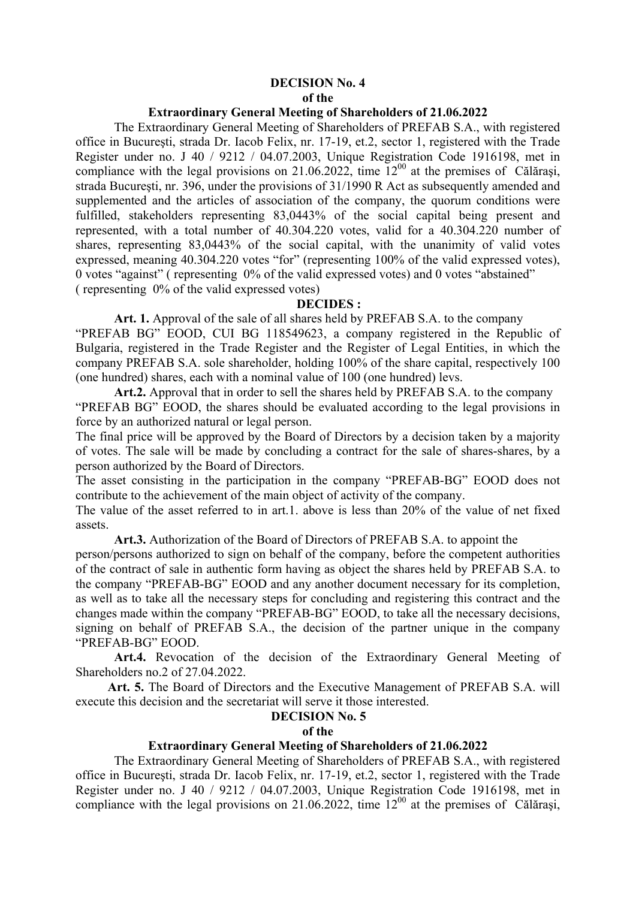**DECISION No. 4**
**of the**
**Extraordinary General Meeting of Shareholders of 21.06.2022**

The Extraordinary General Meeting of Shareholders of PREFAB S.A., with registered office in Bucureşti, strada Dr. Iacob Felix, nr. 17-19, et.2, sector 1, registered with the Trade Register under no. J 40 / 9212 / 04.07.2003, Unique Registration Code 1916198, met in compliance with the legal provisions on 21.06.2022, time 12[00] at the premises of Călăraşi, strada Bucureşti, nr. 396, under the provisions of 31/1990 R Act as subsequently amended and supplemented and the articles of association of the company, the quorum conditions were fulfilled, stakeholders representing 83,0443% of the social capital being present and represented, with a total number of 40.304.220 votes, valid for a 40.304.220 number of shares, representing 83,0443% of the social capital, with the unanimity of valid votes expressed, meaning 40.304.220 votes "for" (representing 100% of the valid expressed votes), 0 votes "against" ( representing 0% of the valid expressed votes) and 0 votes "abstained" ( representing 0% of the valid expressed votes)

**DECIDES :**

**Art. 1.** Approval of the sale of all shares held by PREFAB S.A. to the company "PREFAB BG" EOOD, CUI BG 118549623, a company registered in the Republic of Bulgaria, registered in the Trade Register and the Register of Legal Entities, in which the company PREFAB S.A. sole shareholder, holding 100% of the share capital, respectively 100 (one hundred) shares, each with a nominal value of 100 (one hundred) levs.

**Art.2.** Approval that in order to sell the shares held by PREFAB S.A. to the company "PREFAB BG" EOOD, the shares should be evaluated according to the legal provisions in force by an authorized natural or legal person.

The final price will be approved by the Board of Directors by a decision taken by a majority of votes. The sale will be made by concluding a contract for the sale of shares-shares, by a person authorized by the Board of Directors.

The asset consisting in the participation in the company "PREFAB-BG" EOOD does not contribute to the achievement of the main object of activity of the company.

The value of the asset referred to in art.1. above is less than 20% of the value of net fixed assets.

**Art.3.** Authorization of the Board of Directors of PREFAB S.A. to appoint the person/persons authorized to sign on behalf of the company, before the competent authorities of the contract of sale in authentic form having as object the shares held by PREFAB S.A. to the company "PREFAB-BG" EOOD and any another document necessary for its completion, as well as to take all the necessary steps for concluding and registering this contract and the changes made within the company "PREFAB-BG" EOOD, to take all the necessary decisions, signing on behalf of PREFAB S.A., the decision of the partner unique in the company "PREFAB-BG" EOOD.

**Art.4.** Revocation of the decision of the Extraordinary General Meeting of Shareholders no.2 of 27.04.2022.

**Art. 5.** The Board of Directors and the Executive Management of PREFAB S.A. will execute this decision and the secretariat will serve it those interested.

**DECISION No. 5**
**of the**
**Extraordinary General Meeting of Shareholders of 21.06.2022**

The Extraordinary General Meeting of Shareholders of PREFAB S.A., with registered office in Bucureşti, strada Dr. Iacob Felix, nr. 17-19, et.2, sector 1, registered with the Trade Register under no. J 40 / 9212 / 04.07.2003, Unique Registration Code 1916198, met in compliance with the legal provisions on 21.06.2022, time 12[00] at the premises of Călăraşi,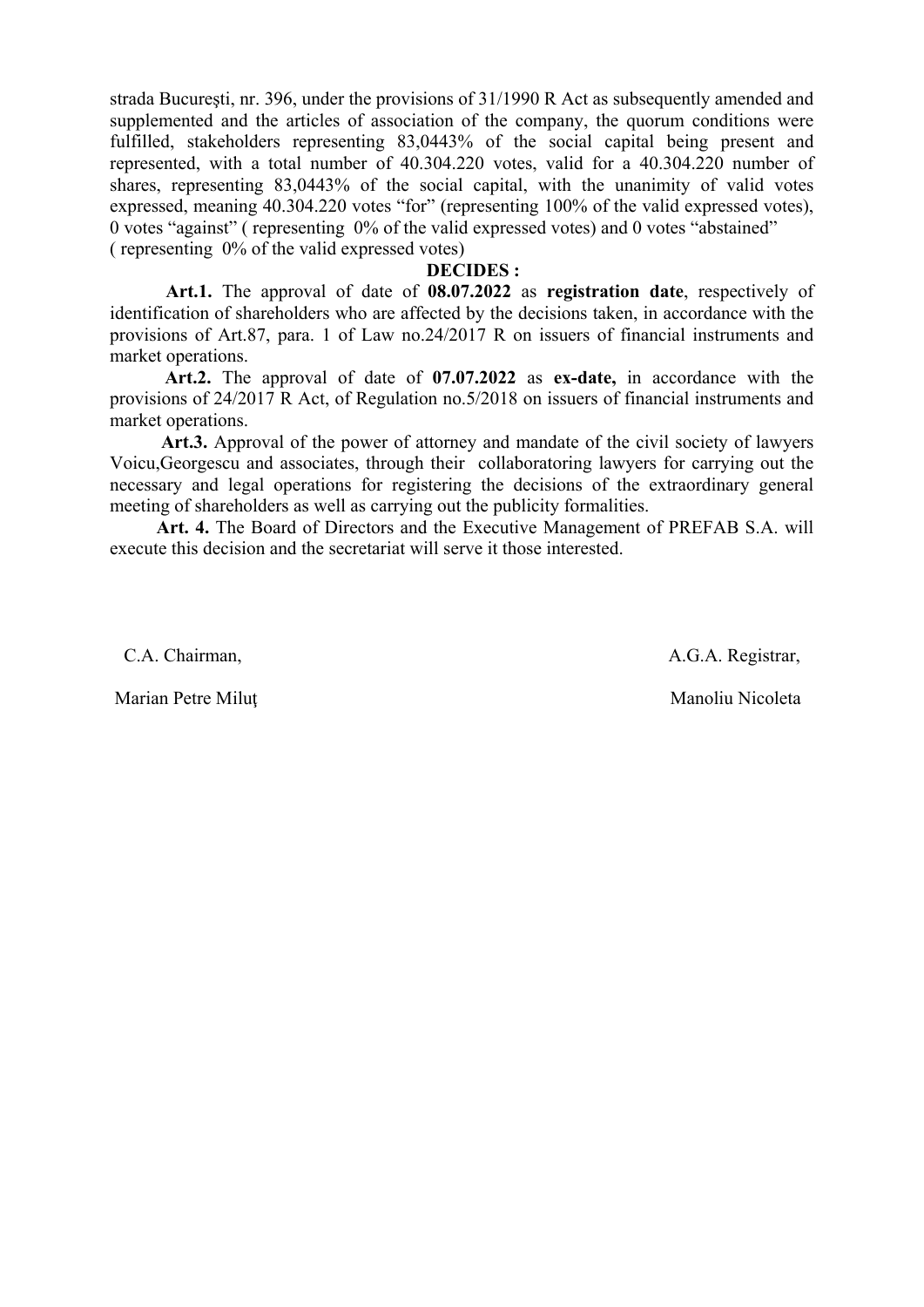strada Bucureşti, nr. 396, under the provisions of 31/1990 R Act as subsequently amended and supplemented and the articles of association of the company, the quorum conditions were fulfilled, stakeholders representing 83,0443% of the social capital being present and represented, with a total number of 40.304.220 votes, valid for a 40.304.220 number of shares, representing 83,0443% of the social capital, with the unanimity of valid votes expressed, meaning 40.304.220 votes "for" (representing 100% of the valid expressed votes), 0 votes "against" ( representing 0% of the valid expressed votes) and 0 votes "abstained" ( representing 0% of the valid expressed votes)

**DECIDES :**

**Art.1.** The approval of date of **08.07.2022** as **registration date**, respectively of identification of shareholders who are affected by the decisions taken, in accordance with the provisions of Art.87, para. 1 of Law no.24/2017 R on issuers of financial instruments and market operations.

**Art.2.** The approval of date of **07.07.2022** as **ex-date,** in accordance with the provisions of 24/2017 R Act, of Regulation no.5/2018 on issuers of financial instruments and market operations.

**Art.3.** Approval of the power of attorney and mandate of the civil society of lawyers Voicu,Georgescu and associates, through their collaboratoring lawyers for carrying out the necessary and legal operations for registering the decisions of the extraordinary general meeting of shareholders as well as carrying out the publicity formalities.

**Art. 4.** The Board of Directors and the Executive Management of PREFAB S.A. will execute this decision and the secretariat will serve it those interested.

C.A. Chairman,

Marian Petre Miluţ

A.G.A. Registrar,

Manoliu Nicoleta